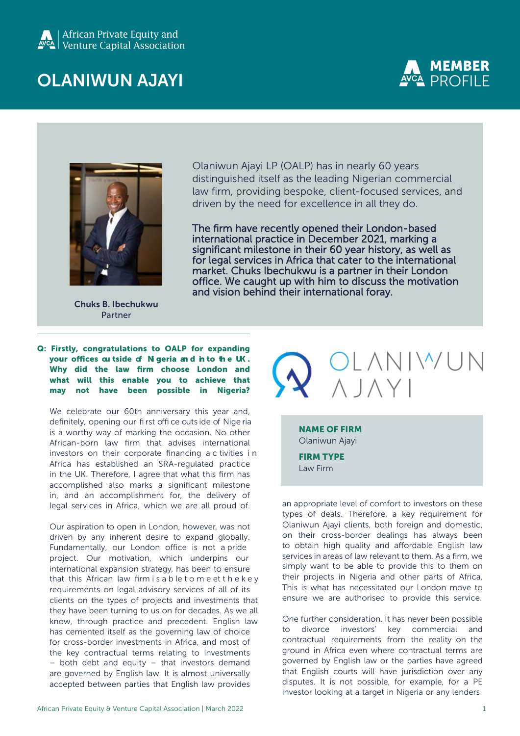African Private Equity and Venture Capital Association

# OLANIWUN AJAYI

MEMBER PROFILE

Chuks B. Ibechukwu
Partner

Olaniwun Ajayi LP (OALP) has in nearly 60 years distinguished itself as the leading Nigerian commercial law firm, providing bespoke, client-focused services, and driven by the need for excellence in all they do.

The firm have recently opened their London-based international practice in December 2021, marking a significant milestone in their 60 year history, as well as for legal services in Africa that cater to the international market. Chuks Ibechukwu is a partner in their London office. We caught up with him to discuss the motivation and vision behind their international foray.

**NAME OF FIRM**
Olaniwun Ajayi

**FIRM TYPE**
Law Firm

**Q: Firstly, congratulations to OALP for expanding your offices outside of Nigeria and into the UK. Why did the law firm choose London and what will this enable you to achieve that may not have been possible in Nigeria?**

We celebrate our 60th anniversary this year and, definitely, opening our first office outside of Nigeria is a worthy way of marking the occasion. No other African-born law firm that advises international investors on their corporate financing activities in Africa has established an SRA-regulated practice in the UK. Therefore, I agree that what this firm has accomplished also marks a significant milestone in, and an accomplishment for, the delivery of legal services in Africa, which we are all proud of.

Our aspiration to open in London, however, was not driven by any inherent desire to expand globally. Fundamentally, our London office is not a pride project. Our motivation, which underpins our international expansion strategy, has been to ensure that this African law firm is able to meet the key requirements on legal advisory services of all of its clients on the types of projects and investments that they have been turning to us on for decades. As we all know, through practice and precedent. English law has cemented itself as the governing law of choice for cross-border investments in Africa, and most of the key contractual terms relating to investments – both debt and equity – that investors demand are governed by English law. It is almost universally accepted between parties that English law provides an appropriate level of comfort to investors on these types of deals. Therefore, a key requirement for Olaniwun Ajayi clients, both foreign and domestic, on their cross-border dealings has always been to obtain high quality and affordable English law services in areas of law relevant to them. As a firm, we simply want to be able to provide this to them on their projects in Nigeria and other parts of Africa. This is what has necessitated our London move to ensure we are authorised to provide this service.

One further consideration. It has never been possible to divorce investors' key commercial and contractual requirements from the reality on the ground in Africa even where contractual terms are governed by English law or the parties have agreed that English courts will have jurisdiction over any disputes. It is not possible, for example, for a PE investor looking at a target in Nigeria or any lenders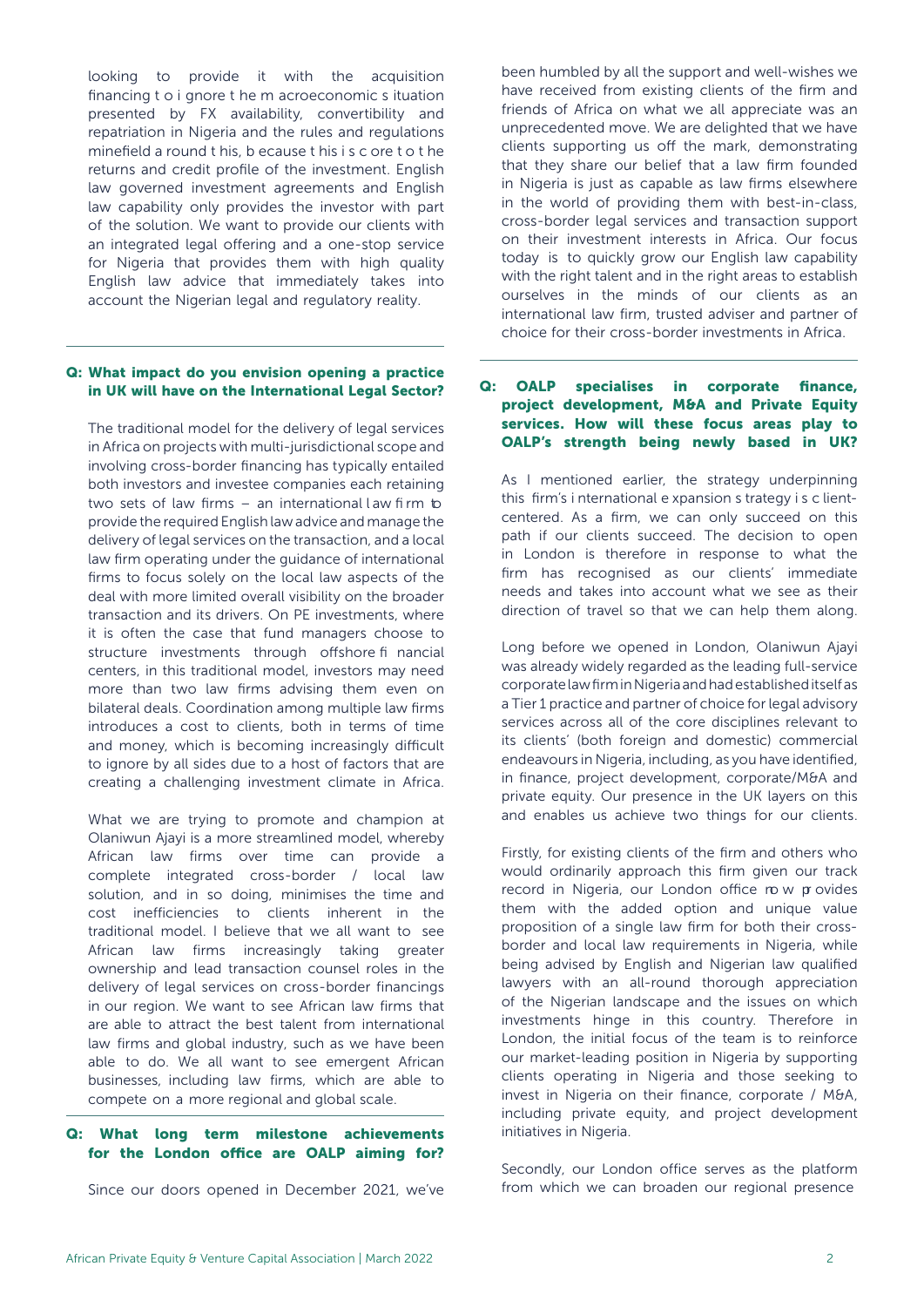looking to provide it with the acquisition financing to ignore the macroeconomic situation presented by FX availability, convertibility and repatriation in Nigeria and the rules and regulations minefield around this, because this is core to the returns and credit profile of the investment. English law governed investment agreements and English law capability only provides the investor with part of the solution. We want to provide our clients with an integrated legal offering and a one-stop service for Nigeria that provides them with high quality English law advice that immediately takes into account the Nigerian legal and regulatory reality.

**Q: What impact do you envision opening a practice in UK will have on the International Legal Sector?**

The traditional model for the delivery of legal services in Africa on projects with multi-jurisdictional scope and involving cross-border financing has typically entailed both investors and investee companies each retaining two sets of law firms – an international law firm to provide the required English law advice and manage the delivery of legal services on the transaction, and a local law firm operating under the guidance of international firms to focus solely on the local law aspects of the deal with more limited overall visibility on the broader transaction and its drivers. On PE investments, where it is often the case that fund managers choose to structure investments through offshore financial centers, in this traditional model, investors may need more than two law firms advising them even on bilateral deals. Coordination among multiple law firms introduces a cost to clients, both in terms of time and money, which is becoming increasingly difficult to ignore by all sides due to a host of factors that are creating a challenging investment climate in Africa.

What we are trying to promote and champion at Olaniwun Ajayi is a more streamlined model, whereby African law firms over time can provide a complete integrated cross-border / local law solution, and in so doing, minimises the time and cost inefficiencies to clients inherent in the traditional model. I believe that we all want to see African law firms increasingly taking greater ownership and lead transaction counsel roles in the delivery of legal services on cross-border financings in our region. We want to see African law firms that are able to attract the best talent from international law firms and global industry, such as we have been able to do. We all want to see emergent African businesses, including law firms, which are able to compete on a more regional and global scale.

**Q: What long term milestone achievements for the London office are OALP aiming for?**

Since our doors opened in December 2021, we've been humbled by all the support and well-wishes we have received from existing clients of the firm and friends of Africa on what we all appreciate was an unprecedented move. We are delighted that we have clients supporting us off the mark, demonstrating that they share our belief that a law firm founded in Nigeria is just as capable as law firms elsewhere in the world of providing them with best-in-class, cross-border legal services and transaction support on their investment interests in Africa. Our focus today is to quickly grow our English law capability with the right talent and in the right areas to establish ourselves in the minds of our clients as an international law firm, trusted adviser and partner of choice for their cross-border investments in Africa.

**Q: OALP specialises in corporate finance, project development, M&A and Private Equity services. How will these focus areas play to OALP's strength being newly based in UK?**

As I mentioned earlier, the strategy underpinning this firm's international expansion strategy is client-centered. As a firm, we can only succeed on this path if our clients succeed. The decision to open in London is therefore in response to what the firm has recognised as our clients' immediate needs and takes into account what we see as their direction of travel so that we can help them along.

Long before we opened in London, Olaniwun Ajayi was already widely regarded as the leading full-service corporate law firm in Nigeria and had established itself as a Tier 1 practice and partner of choice for legal advisory services across all of the core disciplines relevant to its clients' (both foreign and domestic) commercial endeavours in Nigeria, including, as you have identified, in finance, project development, corporate/M&A and private equity. Our presence in the UK layers on this and enables us achieve two things for our clients.

Firstly, for existing clients of the firm and others who would ordinarily approach this firm given our track record in Nigeria, our London office now provides them with the added option and unique value proposition of a single law firm for both their cross-border and local law requirements in Nigeria, while being advised by English and Nigerian law qualified lawyers with an all-round thorough appreciation of the Nigerian landscape and the issues on which investments hinge in this country. Therefore in London, the initial focus of the team is to reinforce our market-leading position in Nigeria by supporting clients operating in Nigeria and those seeking to invest in Nigeria on their finance, corporate / M&A, including private equity, and project development initiatives in Nigeria.

Secondly, our London office serves as the platform from which we can broaden our regional presence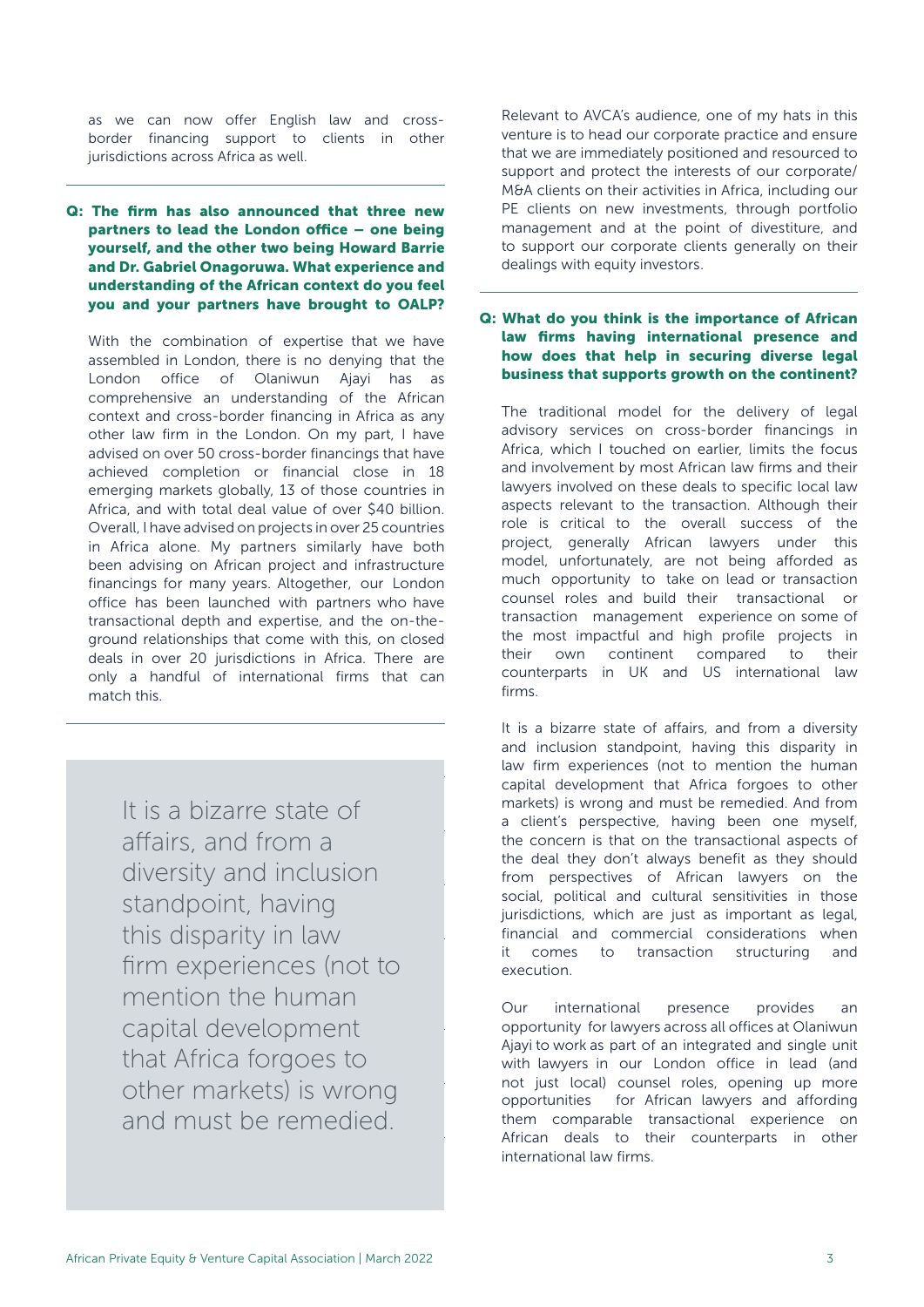as we can now offer English law and cross-border financing support to clients in other jurisdictions across Africa as well.

**Q: The firm has also announced that three new partners to lead the London office – one being yourself, and the other two being Howard Barrie and Dr. Gabriel Onagoruwa. What experience and understanding of the African context do you feel you and your partners have brought to OALP?**

With the combination of expertise that we have assembled in London, there is no denying that the London office of Olaniwun Ajayi has as comprehensive an understanding of the African context and cross-border financing in Africa as any other law firm in the London. On my part, I have advised on over 50 cross-border financings that have achieved completion or financial close in 18 emerging markets globally, 13 of those countries in Africa, and with total deal value of over $40 billion. Overall, I have advised on projects in over 25 countries in Africa alone. My partners similarly have both been advising on African project and infrastructure financings for many years. Altogether, our London office has been launched with partners who have transactional depth and expertise, and the on-the-ground relationships that come with this, on closed deals in over 20 jurisdictions in Africa. There are only a handful of international firms that can match this.

> It is a bizarre state of affairs, and from a diversity and inclusion standpoint, having this disparity in law firm experiences (not to mention the human capital development that Africa forgoes to other markets) is wrong and must be remedied.

Relevant to AVCA's audience, one of my hats in this venture is to head our corporate practice and ensure that we are immediately positioned and resourced to support and protect the interests of our corporate/M&A clients on their activities in Africa, including our PE clients on new investments, through portfolio management and at the point of divestiture, and to support our corporate clients generally on their dealings with equity investors.

**Q: What do you think is the importance of African law firms having international presence and how does that help in securing diverse legal business that supports growth on the continent?**

The traditional model for the delivery of legal advisory services on cross-border financings in Africa, which I touched on earlier, limits the focus and involvement by most African law firms and their lawyers involved on these deals to specific local law aspects relevant to the transaction. Although their role is critical to the overall success of the project, generally African lawyers under this model, unfortunately, are not being afforded as much opportunity to take on lead or transaction counsel roles and build their transactional or transaction management experience on some of the most impactful and high profile projects in their own continent compared to their counterparts in UK and US international law firms.

It is a bizarre state of affairs, and from a diversity and inclusion standpoint, having this disparity in law firm experiences (not to mention the human capital development that Africa forgoes to other markets) is wrong and must be remedied. And from a client's perspective, having been one myself, the concern is that on the transactional aspects of the deal they don't always benefit as they should from perspectives of African lawyers on the social, political and cultural sensitivities in those jurisdictions, which are just as important as legal, financial and commercial considerations when it comes to transaction structuring and execution.

Our international presence provides an opportunity for lawyers across all offices at Olaniwun Ajayi to work as part of an integrated and single unit with lawyers in our London office in lead (and not just local) counsel roles, opening up more opportunities for African lawyers and affording them comparable transactional experience on African deals to their counterparts in other international law firms.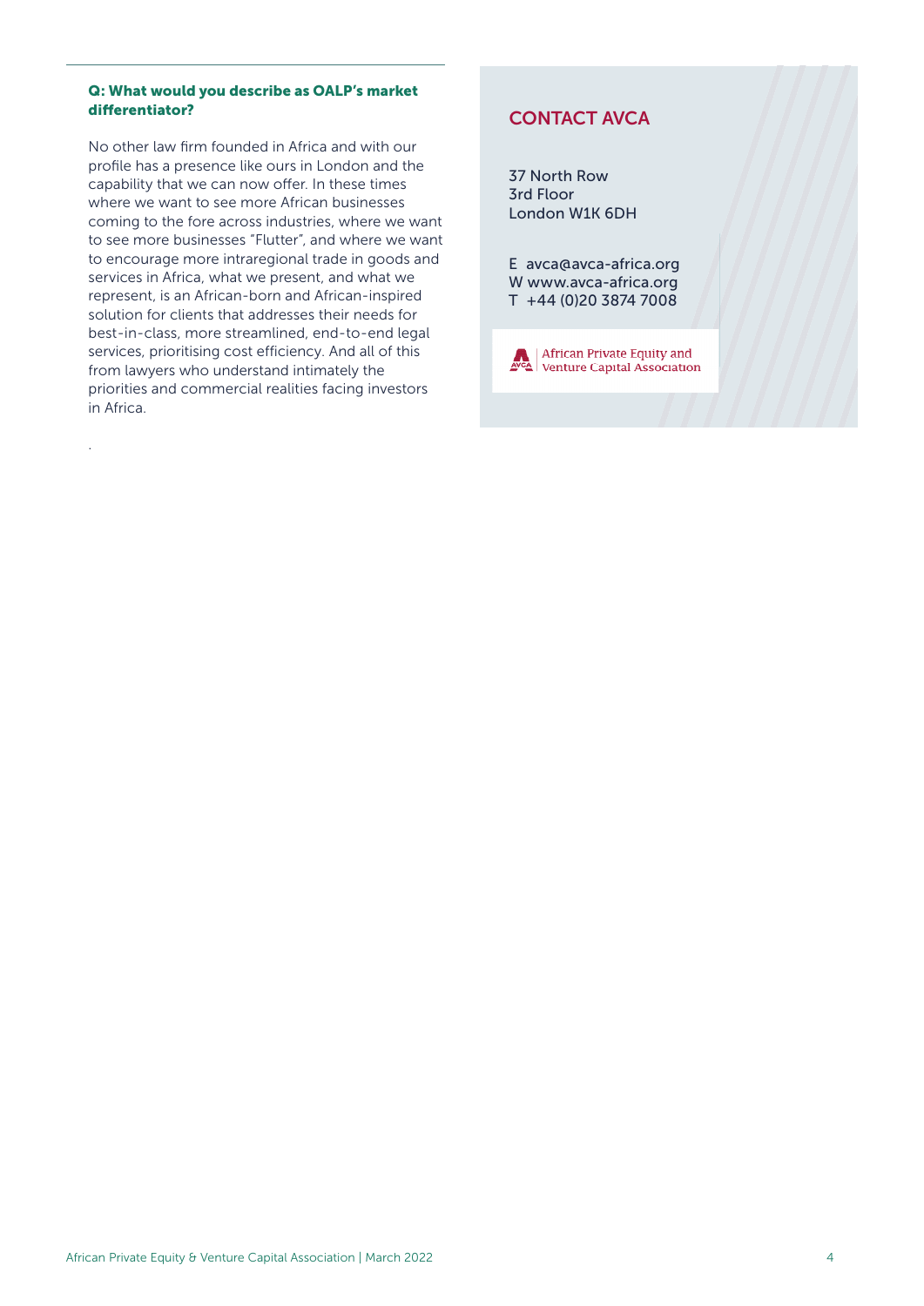**Q: What would you describe as OALP's market differentiator?**

No other law firm founded in Africa and with our profile has a presence like ours in London and the capability that we can now offer. In these times where we want to see more African businesses coming to the fore across industries, where we want to see more businesses "Flutter", and where we want to encourage more intraregional trade in goods and services in Africa, what we present, and what we represent, is an African-born and African-inspired solution for clients that addresses their needs for best-in-class, more streamlined, end-to-end legal services, prioritising cost efficiency. And all of this from lawyers who understand intimately the priorities and commercial realities facing investors in Africa.

.

## CONTACT AVCA

37 North Row
3rd Floor
London W1K 6DH

E avca@avca-africa.org
W www.avca-africa.org
T +44 (0)20 3874 7008

African Private Equity and Venture Capital Association